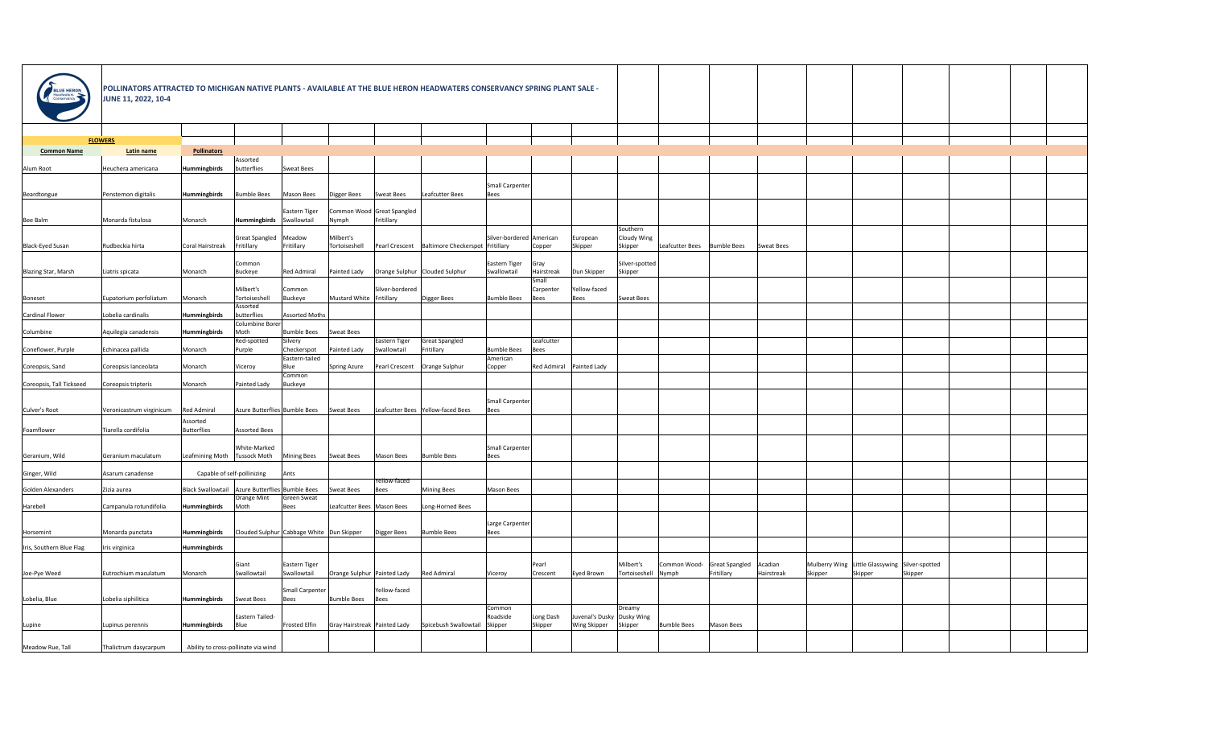# POLLINATORS ATTRACTED TO MICHIGAN NATIVE PLANTS - AVAILABLE AT THE BLUE HERON HEADWATERS CONSERVANCY SPRING PLANT SALE - JUNE 11, 2022, 10-4

## FLOWERS

| Common Name | Latin name | Pollinators | | | | | | | | | | | | | | | | |
|---|---|---|---|---|---|---|---|---|---|---|---|---|---|---|---|---|---|---|
| Alum Root | Heuchera americana | **Hummingbirds** | Assorted butterflies | Sweat Bees | | | | | | | | | | | | | | |
| Beardtongue | Penstemon digitalis | **Hummingbirds** | Bumble Bees | Mason Bees | Digger Bees | Sweat Bees | Leafcutter Bees | Small Carpenter Bees | | | | | | | | | | |
| Bee Balm | Monarda fistulosa | Monarch | **Hummingbirds** | Eastern Tiger Swallowtail | Common Wood Nymph | Great Spangled Fritillary | | | | | | | | | | | | |
| Black-Eyed Susan | Rudbeckia hirta | Coral Hairstreak | Great Spangled Fritillary | Meadow Fritillary | Milbert's Tortoiseshell | Pearl Crescent | Baltimore Checkerspot | Silver-bordered Fritillary | American Copper | European Skipper | Southern Cloudy Wing Skipper | Leafcutter Bees | Bumble Bees | Sweat Bees | | | | |
| Blazing Star, Marsh | Liatris spicata | Monarch | Common Buckeye | Red Admiral | Painted Lady | Orange Sulphur | Clouded Sulphur | Eastern Tiger Swallowtail | Gray Hairstreak | Dun Skipper | Silver-spotted Skipper | | | | | | | |
| Boneset | Eupatorium perfoliatum | Monarch | Milbert's Tortoiseshell | Common Buckeye | Mustard White | Silver-bordered Fritillary | Digger Bees | Bumble Bees | Small Carpenter Bees | Yellow-faced Bees | Sweat Bees | | | | | | | |
| Cardinal Flower | Lobelia cardinalis | **Hummingbirds** | Assorted butterflies | Assorted Moths | | | | | | | | | | | | | | |
| Columbine | Aquilegia canadensis | **Hummingbirds** | Columbine Borer Moth | Bumble Bees | Sweat Bees | | | | | | | | | | | | | |
| Coneflower, Purple | Echinacea pallida | Monarch | Red-spotted Purple | Silvery Checkerspot | Painted Lady | Eastern Tiger Swallowtail | Great Spangled Fritillary | Bumble Bees | Leafcutter Bees | | | | | | | | | |
| Coreopsis, Sand | Coreopsis lanceolata | Monarch | Viceroy | Eastern-tailed Blue | Spring Azure | Pearl Crescent | Orange Sulphur | American Copper | Red Admiral | Painted Lady | | | | | | | | |
| Coreopsis, Tall Tickseed | Coreopsis tripteris | Monarch | Painted Lady | Common Buckeye | | | | | | | | | | | | | | |
| Culver's Root | Veronicastrum virginicum | Red Admiral | Azure Butterflies | Bumble Bees | Sweat Bees | Leafcutter Bees | Yellow-faced Bees | Small Carpenter Bees | | | | | | | | | | |
| Foamflower | Tiarella cordifolia | Assorted Butterflies | Assorted Bees | | | | | | | | | | | | | | | |
| Geranium, Wild | Geranium maculatum | Leafmining Moth | White-Marked Tussock Moth | Mining Bees | Sweat Bees | Mason Bees | Bumble Bees | Small Carpenter Bees | | | | | | | | | | |
| Ginger, Wild | Asarum canadense | Capable of self-pollinizing | | Ants | | | | | | | | | | | | | | |
| Golden Alexanders | Zizia aurea | Black Swallowtail | Azure Butterflies | Bumble Bees | Sweat Bees | Yellow-faced Bees | Mining Bees | Mason Bees | | | | | | | | | | |
| Harebell | Campanula rotundifolia | **Hummingbirds** | Orange Mint Moth | Green Sweat Bees | Leafcutter Bees | Mason Bees | Long-Horned Bees | | | | | | | | | | | |
| Horsemint | Monarda punctata | **Hummingbirds** | Clouded Sulphur | Cabbage White | Dun Skipper | Digger Bees | Bumble Bees | Large Carpenter Bees | | | | | | | | | | |
| Iris, Southern Blue Flag | Iris virginica | **Hummingbirds** | | | | | | | | | | | | | | | | |
| Joe-Pye Weed | Eutrochium maculatum | Monarch | Giant Swallowtail | Eastern Tiger Swallowtail | Orange Sulphur | Painted Lady | Red Admiral | Viceroy | Pearl Crescent | Eyed Brown | Milbert's Tortoiseshell | Common Wood-Nymph | Great Spangled Fritillary | Acadian Hairstreak | Mulberry Wing Skipper | Little Glassywing Skipper | Silver-spotted Skipper | |
| Lobelia, Blue | Lobelia siphilitica | **Hummingbirds** | Sweat Bees | Small Carpenter Bees | Bumble Bees | Yellow-faced Bees | | | | | | | | | | | | |
| Lupine | Lupinus perennis | **Hummingbirds** | Eastern Tailed-Blue | Frosted Elfin | Gray Hairstreak | Painted Lady | Spicebush Swallowtail | Common Roadside Skipper | Long Dash Skipper | Juvenal's Dusky Wing Skipper | Dreamy Dusky Wing Skipper | Bumble Bees | Mason Bees | | | | | |
| Meadow Rue, Tall | Thalictrum dasycarpum | Ability to cross-pollinate via wind | | | | | | | | | | | | | | | | |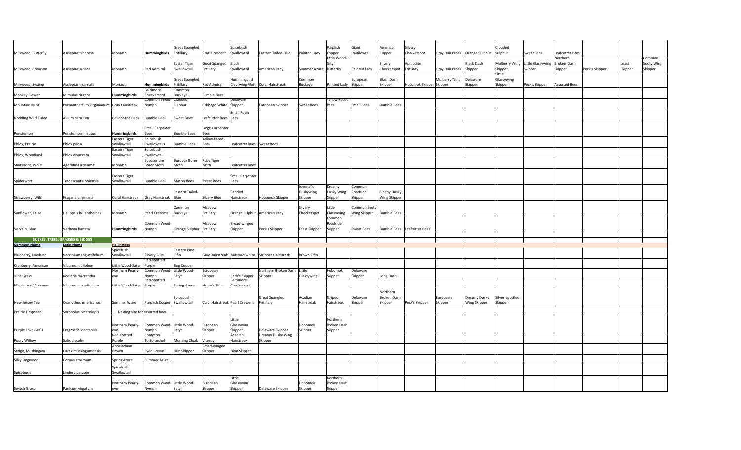| | | | | | | | | | | | | | | | | | | | | |
|---|---|---|---|---|---|---|---|---|---|---|---|---|---|---|---|---|---|---|---|---|
| Milkweed, Butterfly | Asclepias tuberosa | Monarch | **Hummingbirds** | Great Spangled Fritillary | Pearl Crescent | Spicebush Swallowtail | Eastern Tailed-Blue | Painted Lady | Purplish Copper | Giant Swallowtail | American Copper | Silvery Checkerspot | Gray Hairstreak | Orange Sulphur | Clouded Sulphur | Sweat Bees | Leafcutter Bees | | | |
| Milkweed, Common | Asclepias syriaca | Monarch | Red Admiral | Easter Tiger Swallowtail | Great Spanged Fritillary | Black Swallowtail | American Lady | Summer Azure | Little Wood-Satyr Butterfly | Painted Lady | Silvery Checkerspot | Aphrodite Fritillary | Gray Hairstreak | Black Dash Skipper | Mulberry Wing Skipper | Little Glassywing Skipper | Northern Broken-Dash Skipper | Peck's Skipper | Least Skipper | Common Sooty Wing Skipper |
| Milkweed, Swamp | Asclepias incarnata | Monarch | **Hummingbirds** | Great Spangled Fritillary | Red Admiral | Hummingbird Clearwing Moth | Coral Hairstreak | Common Buckeye | Painted Lady | European Skipper | Blash Dash Skipper | Hobomok Skipper | Mulberry Wing Skipper | Delaware Skipper | Little Glassywing Skipper | Peck's Skipper | Assorted Bees | | | |
| Monkey Flower | Mimulus ringens | **Hummingbirds** | Baltimore Checkerspot | Common Buckeye | Bumble Bees | | | | | | | | | | | | | | | |
| Mountain Mint | Pycnanthemum virginianum | Gray Hairstreak | Common Wood-Nymph | Clouded Sulphur | Cabbage White | Delaware Skipper | European Skipper | Sweat Bees | Yellow-Faced Bees | Small Bees | Bumble Bees | | | | | | | | | |
| Nodding Wild Onion | Allium cernuum | Cellophane Bees | Bumble Bees | Sweat Bees | Leafcutter Bees | Small Resin Bees | | | | | | | | | | | | | | |
| Penstemon | Penstemon hirsutus | **Hummingbirds** | Small Carpenter Bees | Bumble Bees | Large Carpenter Bees | | | | | | | | | | | | | | | |
| Phlox, Prairie | Phlox pilosa | Eastern Tiger Swallowtail | Spicebush Swallowtails | Bumble Bees | Yellow-faced Bees | Leafcutter Bees | Sweat Bees | | | | | | | | | | | | | |
| Phlox, Woodland | Phlox divaricata | Eastern Tiger Swallowtail | Spicebush Swallowtail | | | | | | | | | | | | | | | | | |
| Snakeroot, White | Ageratina altissima | Monarch | Eupatorium Borer Moth | Burdock Borer Moth | Ruby Tiger Moth | Leafcutter Bees | | | | | | | | | | | | | | |
| Spiderwort | Tradescantia ohiensis | Eastern Tiger Swallowtail | Bumble Bees | Mason Bees | Sweat Bees | Small Carpenter Bees | | | | | | | | | | | | | | |
| Strawberry, Wild | Fragaria virginiana | Coral Hairstreak | Gray Hairstreak | Eastern Tailed-Blue | Silvery Blue | Banded Hairstreak | Hobomok Skipper | Juvenal's Duskywing Skipper | Dreamy Dusky Wing Skipper | Common Roadside Skipper | Sleepy Dusky Wing Skipper | | | | | | | | | |
| Sunflower, False | Heliopsis helianthoides | Monarch | Pearl Crescent | Common Buckeye | Meadow Fritillary | Orange Sulphur | American Lady | Silvery Checkerspot | Little Glassywing | Common Sooty Wing Skipper | Bumble Bees | | | | | | | | | |
| Vervain, Blue | Verbena hastata | **Hummingbirds** | Common Wood-Nymph | Orange Sulphur | Meadow Fritillary | Broad-winged Skipper | Peck's Skipper | Least Skipper | Common Roadside Skipper | Sweat Bees | Bumble Bees | Leafcutter Bees | | | | | | | | |
| **BUSHES, TREES, GRASSES & SEDGES** | | | | | | | | | | | | | | | | | | | | |
| **Common Name** | **Latin Name** | **Pollinators** | | | | | | | | | | | | | | | | | | |
| Blueberry, Lowbush | Vaccinium angustifolium | Spicebush Swallowtail | Silvery Blue | Eastern Pine Elfin | Gray Hairstreak | Mustard White | Stripper Hairstreak | Brown Elfin | | | | | | | | | | | | |
| Cranberry, American | Viburnum trilobum | Little Wood-Satyr | Red-spotted Purple | Bog Copper | | | | | | | | | | | | | | | | |
| June Grass | Koeleria macrantha | Northern Pearly-eye | Common Wood-Nymph | Little Wood-Satyr | European Skipper | Peck's Skipper | Northern Broken Dash Skipper | Little Glassywing | Hobomok Skipper | Delaware Skipper | Long Dash | | | | | | | | | |
| Maple Leaf Viburnum | Viburnum acerifolium | Little Wood-Satyr | Red-spotted Purple | Spring Azure | Henry's Elfin | Baltimore Checkerspot | | | | | | | | | | | | | | |
| New Jersey Tea | Ceanothus americanus | Summer Azure | Purplish Copper | Spicebush Swallowtail | Coral Hairstreak | Pearl Crescent | Great Spangled Fritillary | Acadian Hairstreak | Striped Hairstreak | Delaware Skipper | Northern Broken Dash Skipper | Peck's Skipper | European Skipper | Dreamy Dusky Wing Skipper | Silver-spotted Skipper | | | | | |
| Prairie Dropseed | Sorobolus heterolepis | Nesting site for assorted bees | | | | | | | | | | | | | | | | | | |
| Purple Love Grass | Eragrostis spectabilis | Northern Pearly-eye | Common Wood-Nymph | Little Wood-Satyr | European Skipper | Little Glassywing Skipper | Delaware Skipper | Hobomok Skipper | Northern Broken Dash Skipper | | | | | | | | | | | |
| Pussy Willow | Salix discolor | Red-spotted Purple | Compton Tortoiseshell | Morning Cloak | Viceroy | Acadian Hairstreak | Dreamy Dusky Wing Skipper | | | | | | | | | | | | | |
| Sedge, Muskingum | Carex muskingumensis | Appalachian Brown | Eyed Brown | Dun Skipper | Broad-winged Skipper | Dion Skipper | | | | | | | | | | | | | | |
| Silky Dogwood | Cornus amomum | Spring Azure | Summer Azure | | | | | | | | | | | | | | | | | |
| Spicebush | Lindera benzoin | Spicebush Swallowtail | | | | | | | | | | | | | | | | | | |
| Switch Grass | Panicum virgatum | Northern Pearly-eye | Common Wood-Nymph | Little Wood-Satyr | European Skipper | Little Glassywing Skipper | Delaware Skipper | Hobomok Skipper | Northern Broken Dash Skipper | | | | | | | | | | | |